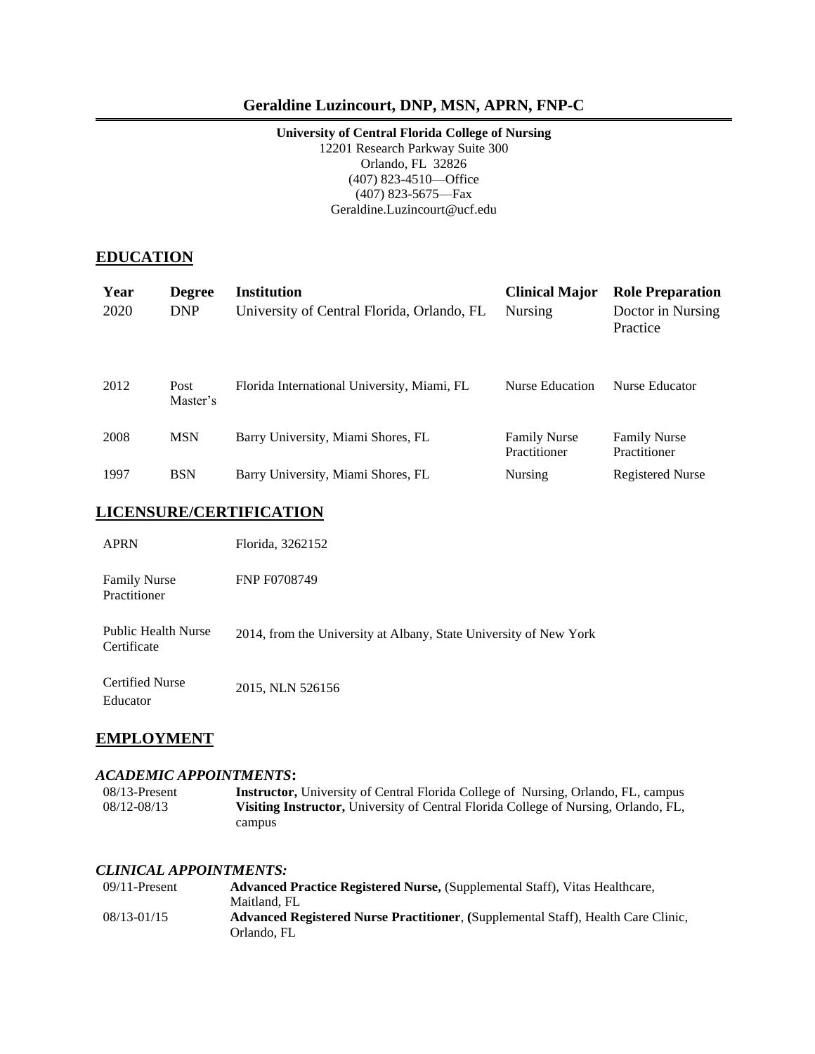# Geraldine Luzincourt, DNP, MSN, APRN, FNP-C

**University of Central Florida College of Nursing**
12201 Research Parkway Suite 300
Orlando, FL 32826
(407) 823-4510—Office
(407) 823-5675—Fax
Geraldine.Luzincourt@ucf.edu

## EDUCATION

| Year | Degree | Institution | Clinical Major | Role Preparation |
|---|---|---|---|---|
| 2020 | DNP | University of Central Florida, Orlando, FL | Nursing | Doctor in Nursing Practice |
| 2012 | Post Master's | Florida International University, Miami, FL | Nurse Education | Nurse Educator |
| 2008 | MSN | Barry University, Miami Shores, FL | Family Nurse Practitioner | Family Nurse Practitioner |
| 1997 | BSN | Barry University, Miami Shores, FL | Nursing | Registered Nurse |

## LICENSURE/CERTIFICATION

| | |
|---|---|
| APRN | Florida, 3262152 |
| Family Nurse Practitioner | FNP F0708749 |
| Public Health Nurse Certificate | 2014, from the University at Albany, State University of New York |
| Certified Nurse Educator | 2015, NLN 526156 |

## EMPLOYMENT

### *ACADEMIC APPOINTMENTS:*

| | |
|---|---|
| 08/13-Present | **Instructor,** University of Central Florida College of Nursing, Orlando, FL, campus |
| 08/12-08/13 | **Visiting Instructor,** University of Central Florida College of Nursing, Orlando, FL, campus |

### *CLINICAL APPOINTMENTS:*

| | |
|---|---|
| 09/11-Present | **Advanced Practice Registered Nurse,** (Supplemental Staff), Vitas Healthcare, Maitland, FL |
| 08/13-01/15 | **Advanced Registered Nurse Practitioner**, **(**Supplemental Staff), Health Care Clinic, Orlando, FL |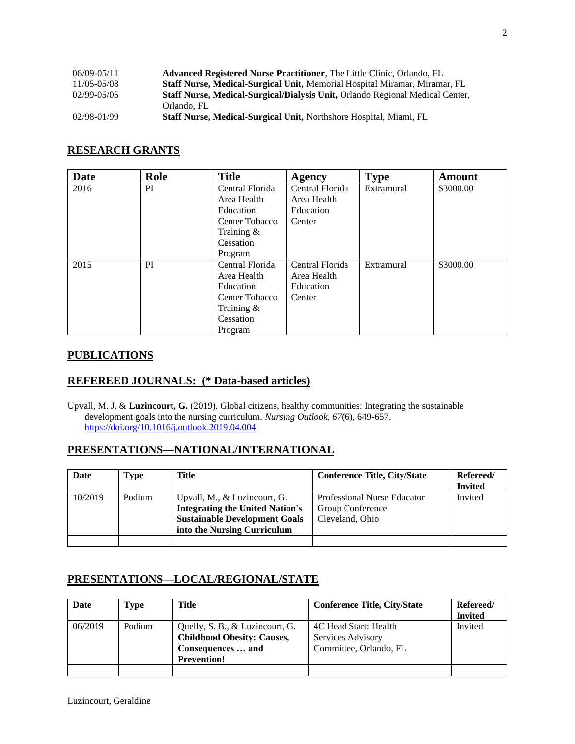| | |
|---|---|
| 06/09-05/11 | **Advanced Registered Nurse Practitioner**, The Little Clinic, Orlando, FL |
| 11/05-05/08 | **Staff Nurse, Medical-Surgical Unit,** Memorial Hospital Miramar, Miramar, FL |
| 02/99-05/05 | **Staff Nurse, Medical-Surgical/Dialysis Unit,** Orlando Regional Medical Center, Orlando, FL |
| 02/98-01/99 | **Staff Nurse, Medical-Surgical Unit,** Northshore Hospital, Miami, FL |

## RESEARCH GRANTS

| Date | Role | Title | Agency | Type | Amount |
|---|---|---|---|---|---|
| 2016 | PI | Central Florida Area Health Education Center Tobacco Training & Cessation Program | Central Florida Area Health Education Center | Extramural | $3000.00 |
| 2015 | PI | Central Florida Area Health Education Center Tobacco Training & Cessation Program | Central Florida Area Health Education Center | Extramural | $3000.00 |

## PUBLICATIONS

## REFEREED JOURNALS: (* Data-based articles)

Upvall, M. J. & **Luzincourt, G.** (2019). Global citizens, healthy communities: Integrating the sustainable development goals into the nursing curriculum. *Nursing Outlook, 67*(6), 649-657. https://doi.org/10.1016/j.outlook.2019.04.004

## PRESENTATIONS—NATIONAL/INTERNATIONAL

| Date | Type | Title | Conference Title, City/State | Refereed/ Invited |
|---|---|---|---|---|
| 10/2019 | Podium | Upvall, M., & Luzincourt, G. **Integrating the United Nation's Sustainable Development Goals into the Nursing Curriculum** | Professional Nurse Educator Group Conference Cleveland, Ohio | Invited |
| | | | | |

## PRESENTATIONS—LOCAL/REGIONAL/STATE

| Date | Type | Title | Conference Title, City/State | Refereed/ Invited |
|---|---|---|---|---|
| 06/2019 | Podium | Quelly, S. B., & Luzincourt, G. **Childhood Obesity: Causes, Consequences … and Prevention!** | 4C Head Start: Health Services Advisory Committee, Orlando, FL | Invited |
| | | | | |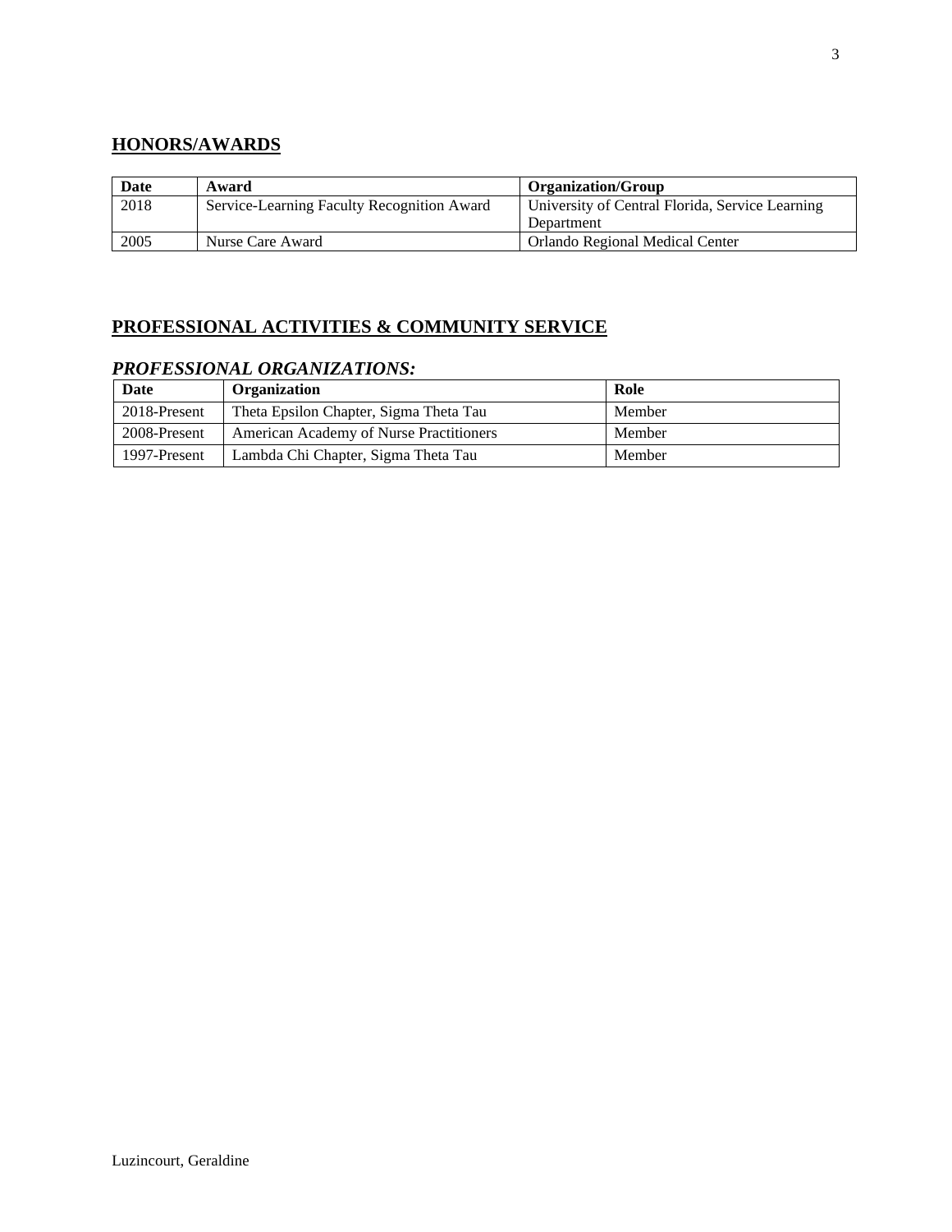## HONORS/AWARDS

| Date | Award | Organization/Group |
|---|---|---|
| 2018 | Service-Learning Faculty Recognition Award | University of Central Florida, Service Learning Department |
| 2005 | Nurse Care Award | Orlando Regional Medical Center |

## PROFESSIONAL ACTIVITIES & COMMUNITY SERVICE

### *PROFESSIONAL ORGANIZATIONS:*

| Date | Organization | Role |
|---|---|---|
| 2018-Present | Theta Epsilon Chapter, Sigma Theta Tau | Member |
| 2008-Present | American Academy of Nurse Practitioners | Member |
| 1997-Present | Lambda Chi Chapter, Sigma Theta Tau | Member |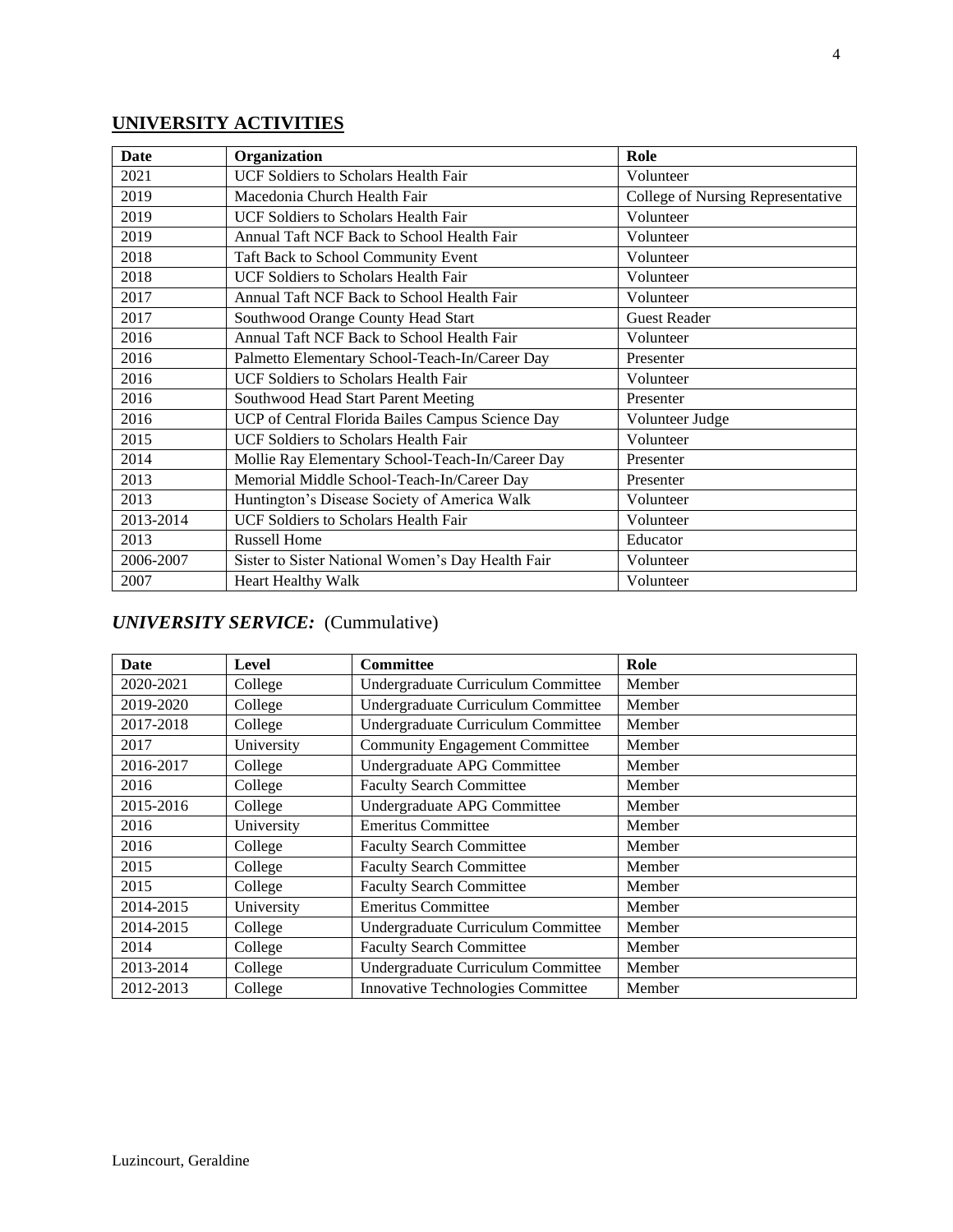## UNIVERSITY ACTIVITIES

| Date | Organization | Role |
|---|---|---|
| 2021 | UCF Soldiers to Scholars Health Fair | Volunteer |
| 2019 | Macedonia Church Health Fair | College of Nursing Representative |
| 2019 | UCF Soldiers to Scholars Health Fair | Volunteer |
| 2019 | Annual Taft NCF Back to School Health Fair | Volunteer |
| 2018 | Taft Back to School Community Event | Volunteer |
| 2018 | UCF Soldiers to Scholars Health Fair | Volunteer |
| 2017 | Annual Taft NCF Back to School Health Fair | Volunteer |
| 2017 | Southwood Orange County Head Start | Guest Reader |
| 2016 | Annual Taft NCF Back to School Health Fair | Volunteer |
| 2016 | Palmetto Elementary School-Teach-In/Career Day | Presenter |
| 2016 | UCF Soldiers to Scholars Health Fair | Volunteer |
| 2016 | Southwood Head Start Parent Meeting | Presenter |
| 2016 | UCP of Central Florida Bailes Campus Science Day | Volunteer Judge |
| 2015 | UCF Soldiers to Scholars Health Fair | Volunteer |
| 2014 | Mollie Ray Elementary School-Teach-In/Career Day | Presenter |
| 2013 | Memorial Middle School-Teach-In/Career Day | Presenter |
| 2013 | Huntington's Disease Society of America Walk | Volunteer |
| 2013-2014 | UCF Soldiers to Scholars Health Fair | Volunteer |
| 2013 | Russell Home | Educator |
| 2006-2007 | Sister to Sister National Women's Day Health Fair | Volunteer |
| 2007 | Heart Healthy Walk | Volunteer |

## *UNIVERSITY SERVICE:* (Cummulative)

| Date | Level | Committee | Role |
|---|---|---|---|
| 2020-2021 | College | Undergraduate Curriculum Committee | Member |
| 2019-2020 | College | Undergraduate Curriculum Committee | Member |
| 2017-2018 | College | Undergraduate Curriculum Committee | Member |
| 2017 | University | Community Engagement Committee | Member |
| 2016-2017 | College | Undergraduate APG Committee | Member |
| 2016 | College | Faculty Search Committee | Member |
| 2015-2016 | College | Undergraduate APG Committee | Member |
| 2016 | University | Emeritus Committee | Member |
| 2016 | College | Faculty Search Committee | Member |
| 2015 | College | Faculty Search Committee | Member |
| 2015 | College | Faculty Search Committee | Member |
| 2014-2015 | University | Emeritus Committee | Member |
| 2014-2015 | College | Undergraduate Curriculum Committee | Member |
| 2014 | College | Faculty Search Committee | Member |
| 2013-2014 | College | Undergraduate Curriculum Committee | Member |
| 2012-2013 | College | Innovative Technologies Committee | Member |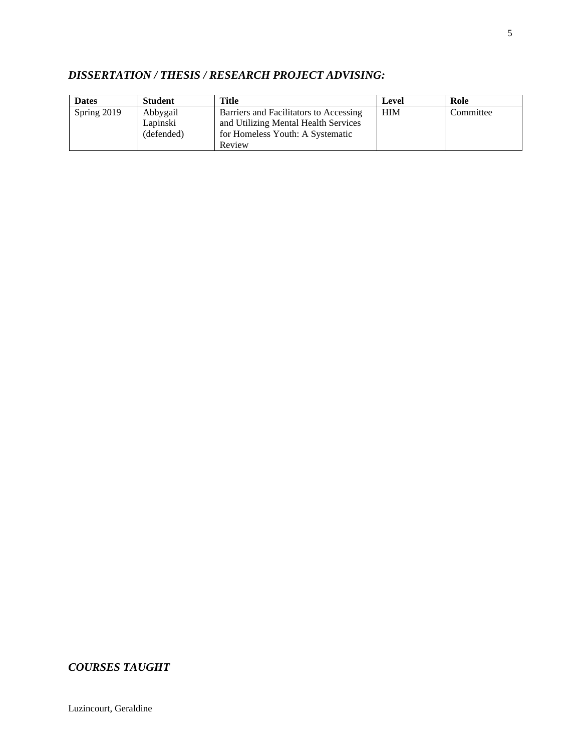## *DISSERTATION / THESIS / RESEARCH PROJECT ADVISING:*

| Dates | Student | Title | Level | Role |
|---|---|---|---|---|
| Spring 2019 | Abbygail Lapinski (defended) | Barriers and Facilitators to Accessing and Utilizing Mental Health Services for Homeless Youth: A Systematic Review | HIM | Committee |

## *COURSES TAUGHT*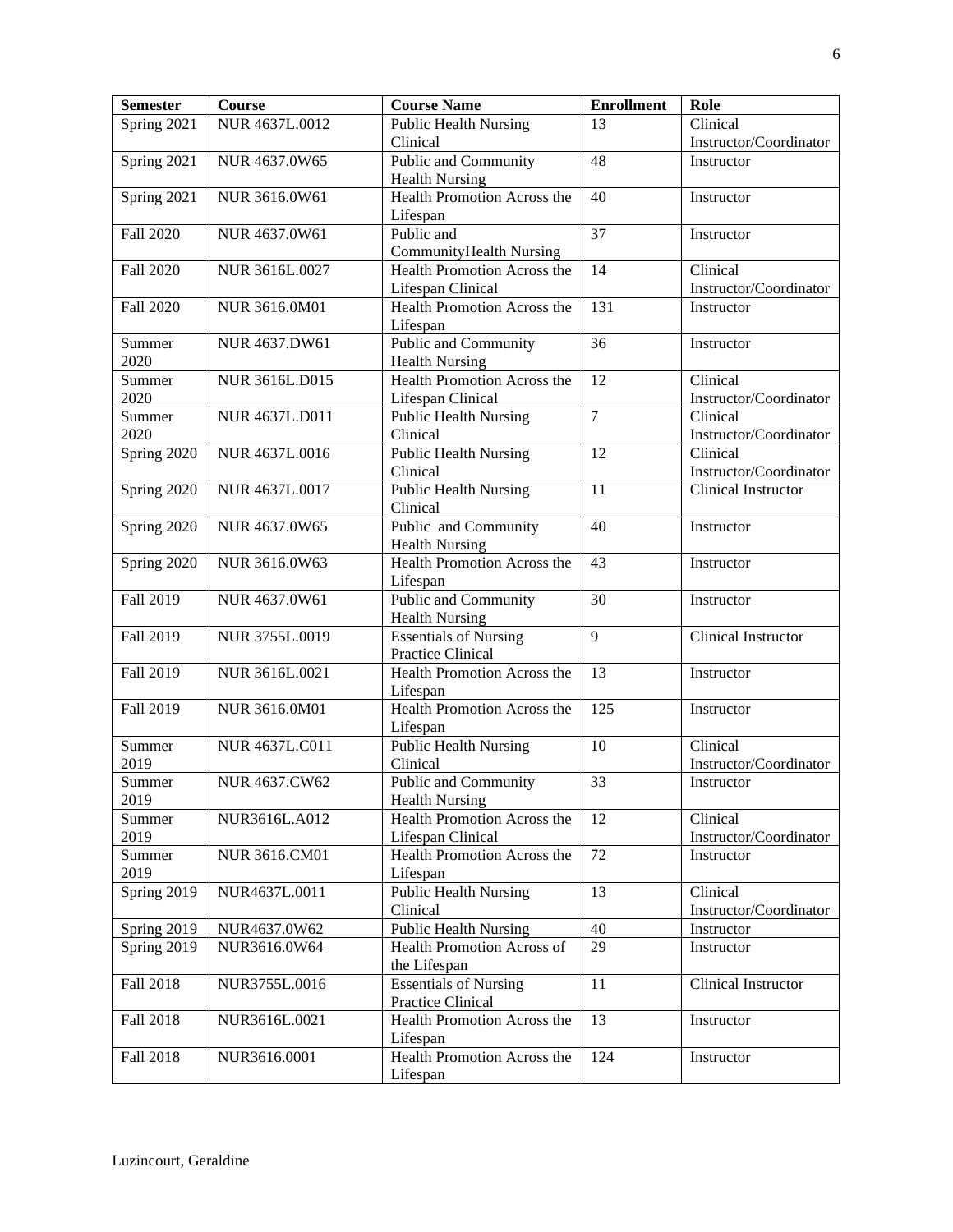| Semester | Course | Course Name | Enrollment | Role |
|---|---|---|---|---|
| Spring 2021 | NUR 4637L.0012 | Public Health Nursing Clinical | 13 | Clinical Instructor/Coordinator |
| Spring 2021 | NUR 4637.0W65 | Public and Community Health Nursing | 48 | Instructor |
| Spring 2021 | NUR 3616.0W61 | Health Promotion Across the Lifespan | 40 | Instructor |
| Fall 2020 | NUR 4637.0W61 | Public and CommunityHealth Nursing | 37 | Instructor |
| Fall 2020 | NUR 3616L.0027 | Health Promotion Across the Lifespan Clinical | 14 | Clinical Instructor/Coordinator |
| Fall 2020 | NUR 3616.0M01 | Health Promotion Across the Lifespan | 131 | Instructor |
| Summer 2020 | NUR 4637.DW61 | Public and Community Health Nursing | 36 | Instructor |
| Summer 2020 | NUR 3616L.D015 | Health Promotion Across the Lifespan Clinical | 12 | Clinical Instructor/Coordinator |
| Summer 2020 | NUR 4637L.D011 | Public Health Nursing Clinical | 7 | Clinical Instructor/Coordinator |
| Spring 2020 | NUR 4637L.0016 | Public Health Nursing Clinical | 12 | Clinical Instructor/Coordinator |
| Spring 2020 | NUR 4637L.0017 | Public Health Nursing Clinical | 11 | Clinical Instructor |
| Spring 2020 | NUR 4637.0W65 | Public and Community Health Nursing | 40 | Instructor |
| Spring 2020 | NUR 3616.0W63 | Health Promotion Across the Lifespan | 43 | Instructor |
| Fall 2019 | NUR 4637.0W61 | Public and Community Health Nursing | 30 | Instructor |
| Fall 2019 | NUR 3755L.0019 | Essentials of Nursing Practice Clinical | 9 | Clinical Instructor |
| Fall 2019 | NUR 3616L.0021 | Health Promotion Across the Lifespan | 13 | Instructor |
| Fall 2019 | NUR 3616.0M01 | Health Promotion Across the Lifespan | 125 | Instructor |
| Summer 2019 | NUR 4637L.C011 | Public Health Nursing Clinical | 10 | Clinical Instructor/Coordinator |
| Summer 2019 | NUR 4637.CW62 | Public and Community Health Nursing | 33 | Instructor |
| Summer 2019 | NUR3616L.A012 | Health Promotion Across the Lifespan Clinical | 12 | Clinical Instructor/Coordinator |
| Summer 2019 | NUR 3616.CM01 | Health Promotion Across the Lifespan | 72 | Instructor |
| Spring 2019 | NUR4637L.0011 | Public Health Nursing Clinical | 13 | Clinical Instructor/Coordinator |
| Spring 2019 | NUR4637.0W62 | Public Health Nursing | 40 | Instructor |
| Spring 2019 | NUR3616.0W64 | Health Promotion Across of the Lifespan | 29 | Instructor |
| Fall 2018 | NUR3755L.0016 | Essentials of Nursing Practice Clinical | 11 | Clinical Instructor |
| Fall 2018 | NUR3616L.0021 | Health Promotion Across the Lifespan | 13 | Instructor |
| Fall 2018 | NUR3616.0001 | Health Promotion Across the Lifespan | 124 | Instructor |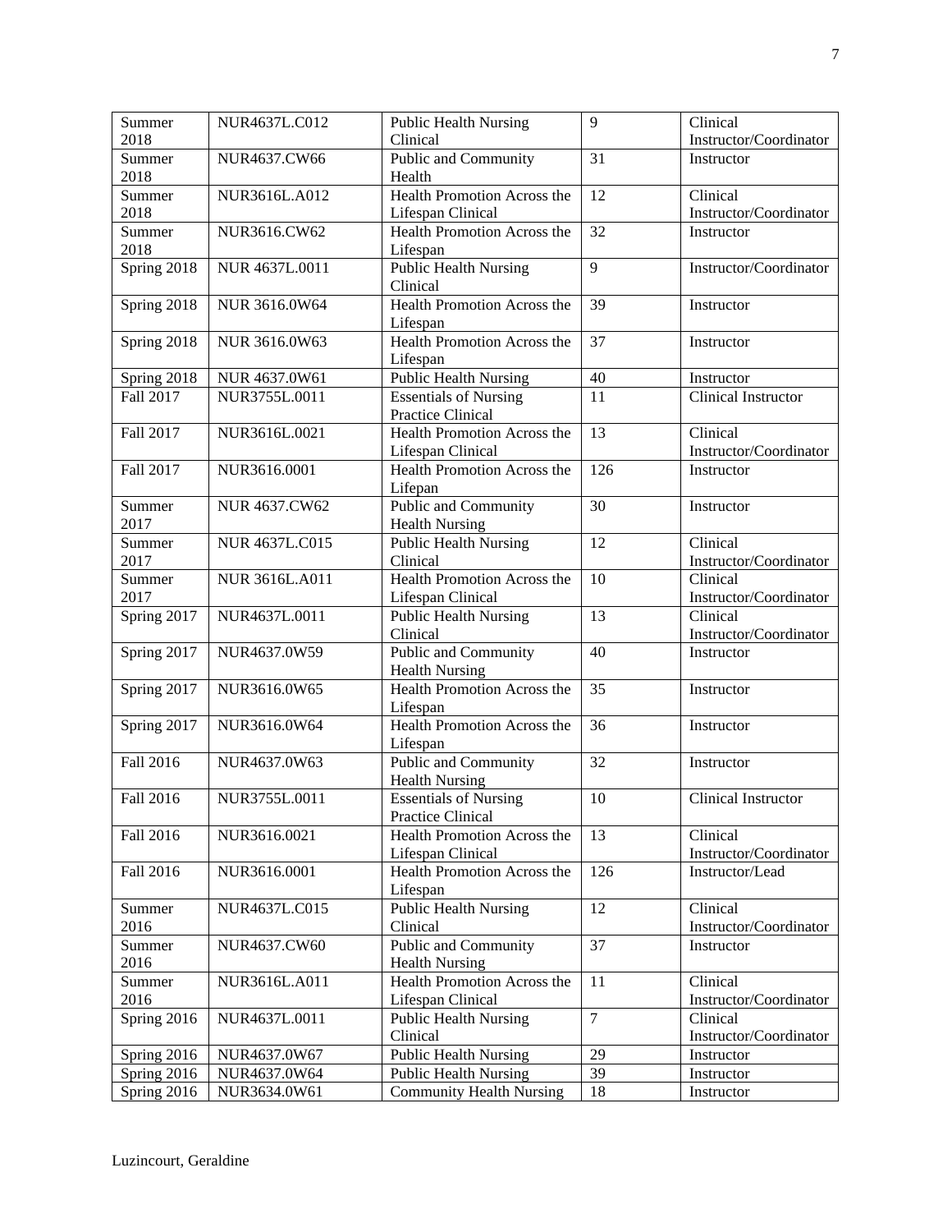| Summer 2018 | NUR4637L.C012 | Public Health Nursing Clinical | 9 | Clinical Instructor/Coordinator |
|---|---|---|---|---|
| Summer 2018 | NUR4637.CW66 | Public and Community Health | 31 | Instructor |
| Summer 2018 | NUR3616L.A012 | Health Promotion Across the Lifespan Clinical | 12 | Clinical Instructor/Coordinator |
| Summer 2018 | NUR3616.CW62 | Health Promotion Across the Lifespan | 32 | Instructor |
| Spring 2018 | NUR 4637L.0011 | Public Health Nursing Clinical | 9 | Instructor/Coordinator |
| Spring 2018 | NUR 3616.0W64 | Health Promotion Across the Lifespan | 39 | Instructor |
| Spring 2018 | NUR 3616.0W63 | Health Promotion Across the Lifespan | 37 | Instructor |
| Spring 2018 | NUR 4637.0W61 | Public Health Nursing | 40 | Instructor |
| Fall 2017 | NUR3755L.0011 | Essentials of Nursing Practice Clinical | 11 | Clinical Instructor |
| Fall 2017 | NUR3616L.0021 | Health Promotion Across the Lifespan Clinical | 13 | Clinical Instructor/Coordinator |
| Fall 2017 | NUR3616.0001 | Health Promotion Across the Lifepan | 126 | Instructor |
| Summer 2017 | NUR 4637.CW62 | Public and Community Health Nursing | 30 | Instructor |
| Summer 2017 | NUR 4637L.C015 | Public Health Nursing Clinical | 12 | Clinical Instructor/Coordinator |
| Summer 2017 | NUR 3616L.A011 | Health Promotion Across the Lifespan Clinical | 10 | Clinical Instructor/Coordinator |
| Spring 2017 | NUR4637L.0011 | Public Health Nursing Clinical | 13 | Clinical Instructor/Coordinator |
| Spring 2017 | NUR4637.0W59 | Public and Community Health Nursing | 40 | Instructor |
| Spring 2017 | NUR3616.0W65 | Health Promotion Across the Lifespan | 35 | Instructor |
| Spring 2017 | NUR3616.0W64 | Health Promotion Across the Lifespan | 36 | Instructor |
| Fall 2016 | NUR4637.0W63 | Public and Community Health Nursing | 32 | Instructor |
| Fall 2016 | NUR3755L.0011 | Essentials of Nursing Practice Clinical | 10 | Clinical Instructor |
| Fall 2016 | NUR3616.0021 | Health Promotion Across the Lifespan Clinical | 13 | Clinical Instructor/Coordinator |
| Fall 2016 | NUR3616.0001 | Health Promotion Across the Lifespan | 126 | Instructor/Lead |
| Summer 2016 | NUR4637L.C015 | Public Health Nursing Clinical | 12 | Clinical Instructor/Coordinator |
| Summer 2016 | NUR4637.CW60 | Public and Community Health Nursing | 37 | Instructor |
| Summer 2016 | NUR3616L.A011 | Health Promotion Across the Lifespan Clinical | 11 | Clinical Instructor/Coordinator |
| Spring 2016 | NUR4637L.0011 | Public Health Nursing Clinical | 7 | Clinical Instructor/Coordinator |
| Spring 2016 | NUR4637.0W67 | Public Health Nursing | 29 | Instructor |
| Spring 2016 | NUR4637.0W64 | Public Health Nursing | 39 | Instructor |
| Spring 2016 | NUR3634.0W61 | Community Health Nursing | 18 | Instructor |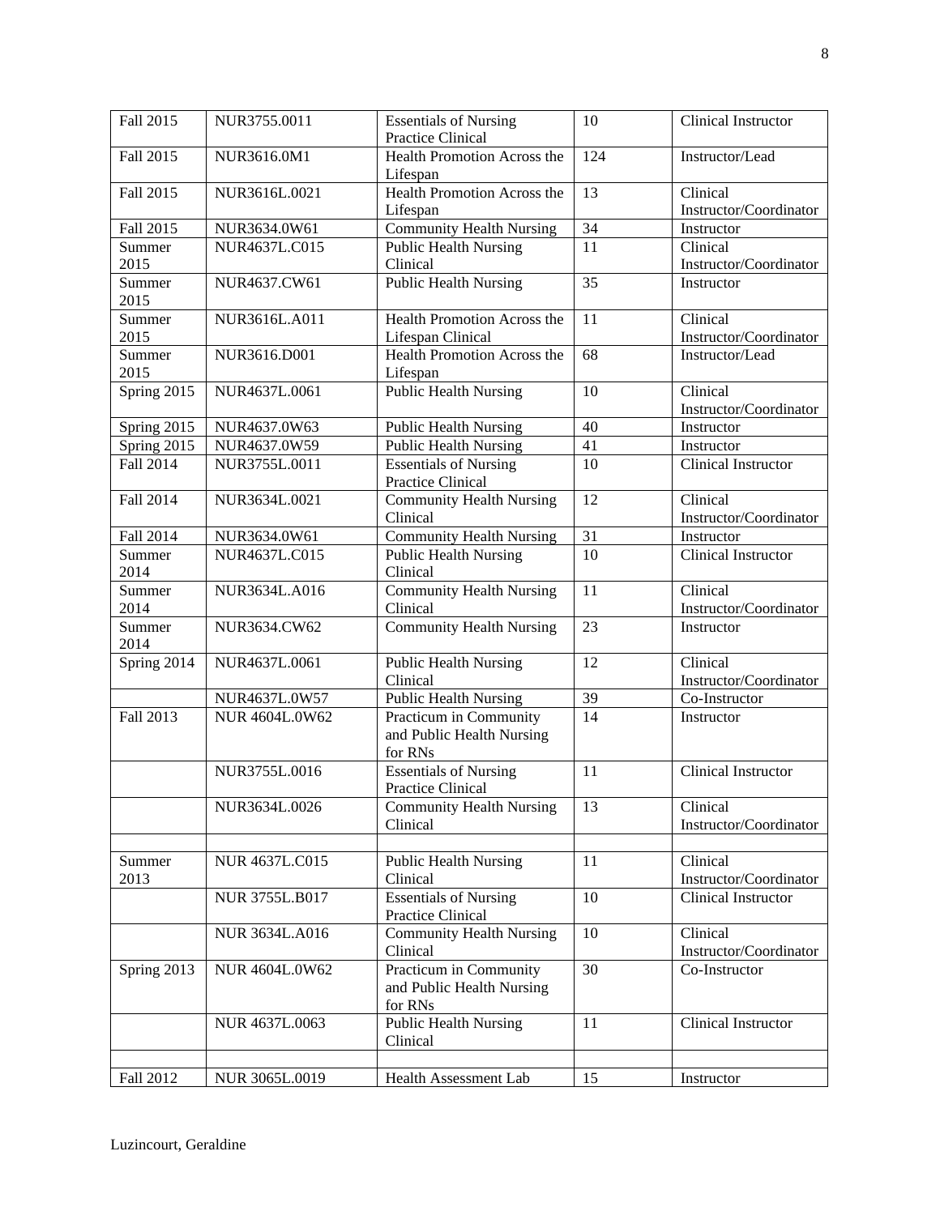| Fall 2015 | NUR3755.0011 | Essentials of Nursing Practice Clinical | 10 | Clinical Instructor |
|---|---|---|---|---|
| Fall 2015 | NUR3616.0M1 | Health Promotion Across the Lifespan | 124 | Instructor/Lead |
| Fall 2015 | NUR3616L.0021 | Health Promotion Across the Lifespan | 13 | Clinical Instructor/Coordinator |
| Fall 2015 | NUR3634.0W61 | Community Health Nursing | 34 | Instructor |
| Summer 2015 | NUR4637L.C015 | Public Health Nursing Clinical | 11 | Clinical Instructor/Coordinator |
| Summer 2015 | NUR4637.CW61 | Public Health Nursing | 35 | Instructor |
| Summer 2015 | NUR3616L.A011 | Health Promotion Across the Lifespan Clinical | 11 | Clinical Instructor/Coordinator |
| Summer 2015 | NUR3616.D001 | Health Promotion Across the Lifespan | 68 | Instructor/Lead |
| Spring 2015 | NUR4637L.0061 | Public Health Nursing | 10 | Clinical Instructor/Coordinator |
| Spring 2015 | NUR4637.0W63 | Public Health Nursing | 40 | Instructor |
| Spring 2015 | NUR4637.0W59 | Public Health Nursing | 41 | Instructor |
| Fall 2014 | NUR3755L.0011 | Essentials of Nursing Practice Clinical | 10 | Clinical Instructor |
| Fall 2014 | NUR3634L.0021 | Community Health Nursing Clinical | 12 | Clinical Instructor/Coordinator |
| Fall 2014 | NUR3634.0W61 | Community Health Nursing | 31 | Instructor |
| Summer 2014 | NUR4637L.C015 | Public Health Nursing Clinical | 10 | Clinical Instructor |
| Summer 2014 | NUR3634L.A016 | Community Health Nursing Clinical | 11 | Clinical Instructor/Coordinator |
| Summer 2014 | NUR3634.CW62 | Community Health Nursing | 23 | Instructor |
| Spring 2014 | NUR4637L.0061 | Public Health Nursing Clinical | 12 | Clinical Instructor/Coordinator |
| | NUR4637L.0W57 | Public Health Nursing | 39 | Co-Instructor |
| Fall 2013 | NUR 4604L.0W62 | Practicum in Community and Public Health Nursing for RNs | 14 | Instructor |
| | NUR3755L.0016 | Essentials of Nursing Practice Clinical | 11 | Clinical Instructor |
| | NUR3634L.0026 | Community Health Nursing Clinical | 13 | Clinical Instructor/Coordinator |
| | | | | |
| Summer 2013 | NUR 4637L.C015 | Public Health Nursing Clinical | 11 | Clinical Instructor/Coordinator |
| | NUR 3755L.B017 | Essentials of Nursing Practice Clinical | 10 | Clinical Instructor |
| | NUR 3634L.A016 | Community Health Nursing Clinical | 10 | Clinical Instructor/Coordinator |
| Spring 2013 | NUR 4604L.0W62 | Practicum in Community and Public Health Nursing for RNs | 30 | Co-Instructor |
| | NUR 4637L.0063 | Public Health Nursing Clinical | 11 | Clinical Instructor |
| | | | | |
| Fall 2012 | NUR 3065L.0019 | Health Assessment Lab | 15 | Instructor |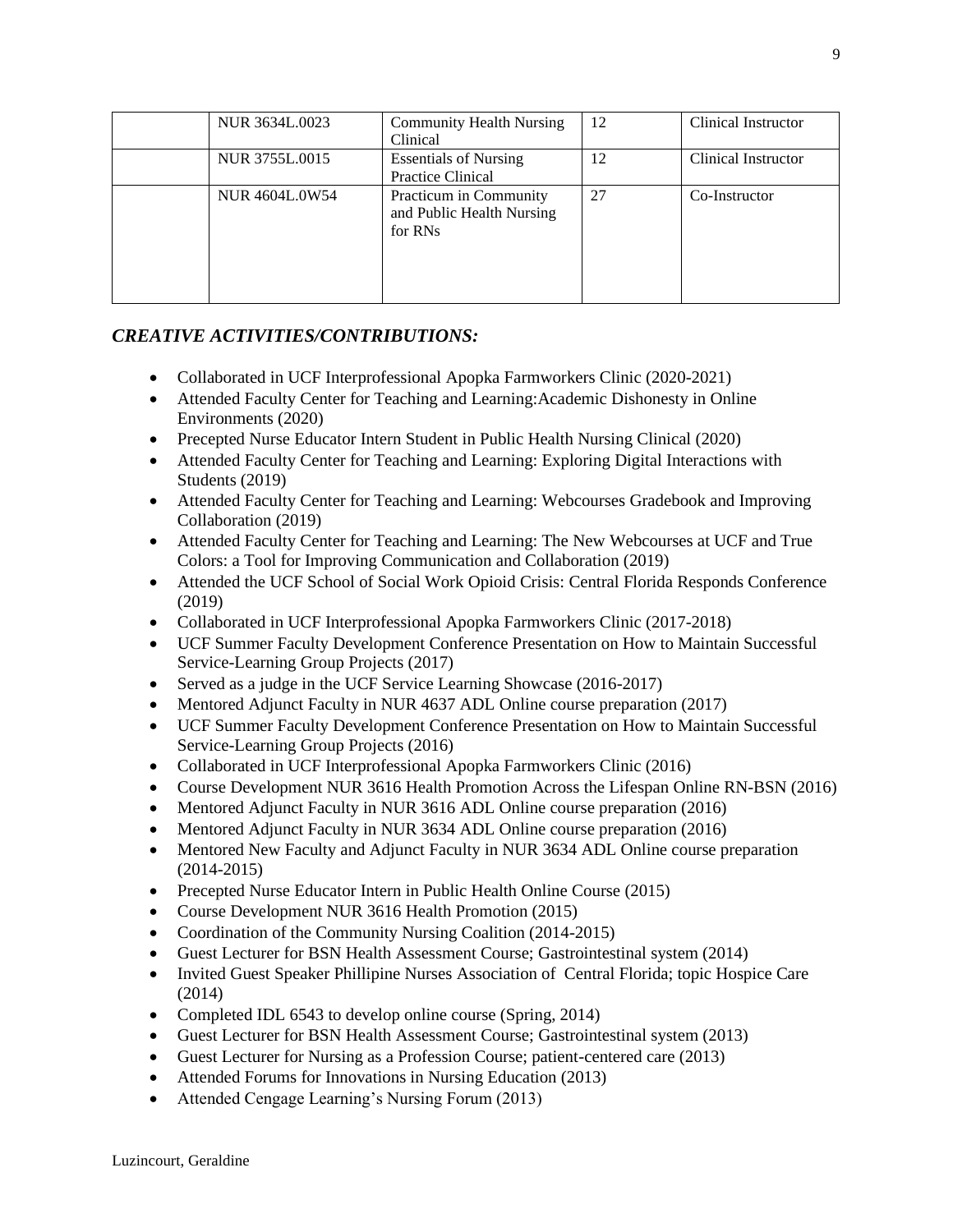| | NUR 3634L.0023 | Community Health Nursing Clinical | 12 | Clinical Instructor |
|---|---|---|---|---|
| | NUR 3755L.0015 | Essentials of Nursing Practice Clinical | 12 | Clinical Instructor |
| | NUR 4604L.0W54 | Practicum in Community and Public Health Nursing for RNs | 27 | Co-Instructor |

### *CREATIVE ACTIVITIES/CONTRIBUTIONS:*

- Collaborated in UCF Interprofessional Apopka Farmworkers Clinic (2020-2021)
- Attended Faculty Center for Teaching and Learning:Academic Dishonesty in Online Environments (2020)
- Precepted Nurse Educator Intern Student in Public Health Nursing Clinical (2020)
- Attended Faculty Center for Teaching and Learning: Exploring Digital Interactions with Students (2019)
- Attended Faculty Center for Teaching and Learning: Webcourses Gradebook and Improving Collaboration (2019)
- Attended Faculty Center for Teaching and Learning: The New Webcourses at UCF and True Colors: a Tool for Improving Communication and Collaboration (2019)
- Attended the UCF School of Social Work Opioid Crisis: Central Florida Responds Conference (2019)
- Collaborated in UCF Interprofessional Apopka Farmworkers Clinic (2017-2018)
- UCF Summer Faculty Development Conference Presentation on How to Maintain Successful Service-Learning Group Projects (2017)
- Served as a judge in the UCF Service Learning Showcase (2016-2017)
- Mentored Adjunct Faculty in NUR 4637 ADL Online course preparation (2017)
- UCF Summer Faculty Development Conference Presentation on How to Maintain Successful Service-Learning Group Projects (2016)
- Collaborated in UCF Interprofessional Apopka Farmworkers Clinic (2016)
- Course Development NUR 3616 Health Promotion Across the Lifespan Online RN-BSN (2016)
- Mentored Adjunct Faculty in NUR 3616 ADL Online course preparation (2016)
- Mentored Adjunct Faculty in NUR 3634 ADL Online course preparation (2016)
- Mentored New Faculty and Adjunct Faculty in NUR 3634 ADL Online course preparation (2014-2015)
- Precepted Nurse Educator Intern in Public Health Online Course (2015)
- Course Development NUR 3616 Health Promotion (2015)
- Coordination of the Community Nursing Coalition (2014-2015)
- Guest Lecturer for BSN Health Assessment Course; Gastrointestinal system (2014)
- Invited Guest Speaker Phillipine Nurses Association of Central Florida; topic Hospice Care (2014)
- Completed IDL 6543 to develop online course (Spring, 2014)
- Guest Lecturer for BSN Health Assessment Course; Gastrointestinal system (2013)
- Guest Lecturer for Nursing as a Profession Course; patient-centered care (2013)
- Attended Forums for Innovations in Nursing Education (2013)
- Attended Cengage Learning's Nursing Forum (2013)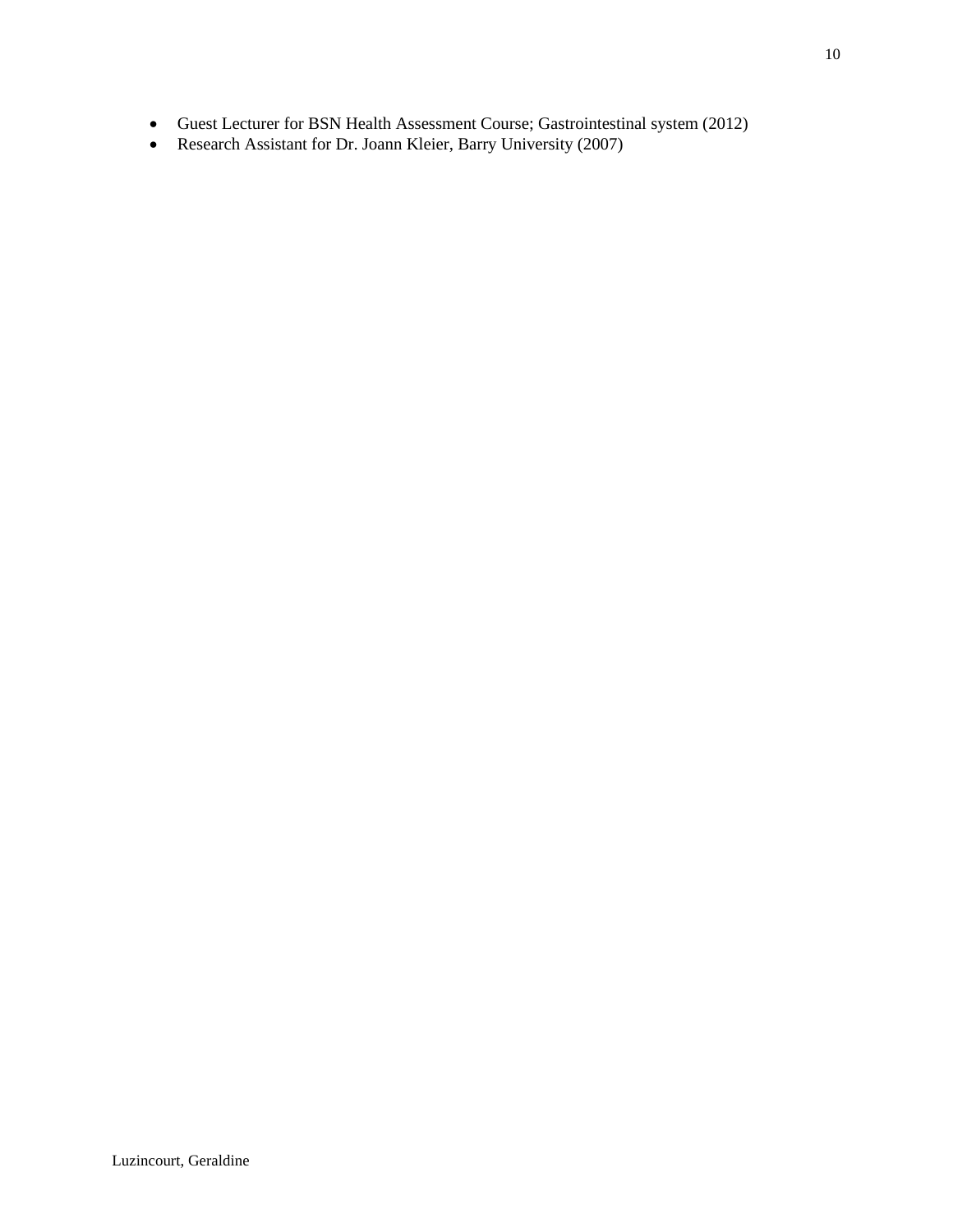- Guest Lecturer for BSN Health Assessment Course; Gastrointestinal system (2012)
- Research Assistant for Dr. Joann Kleier, Barry University (2007)